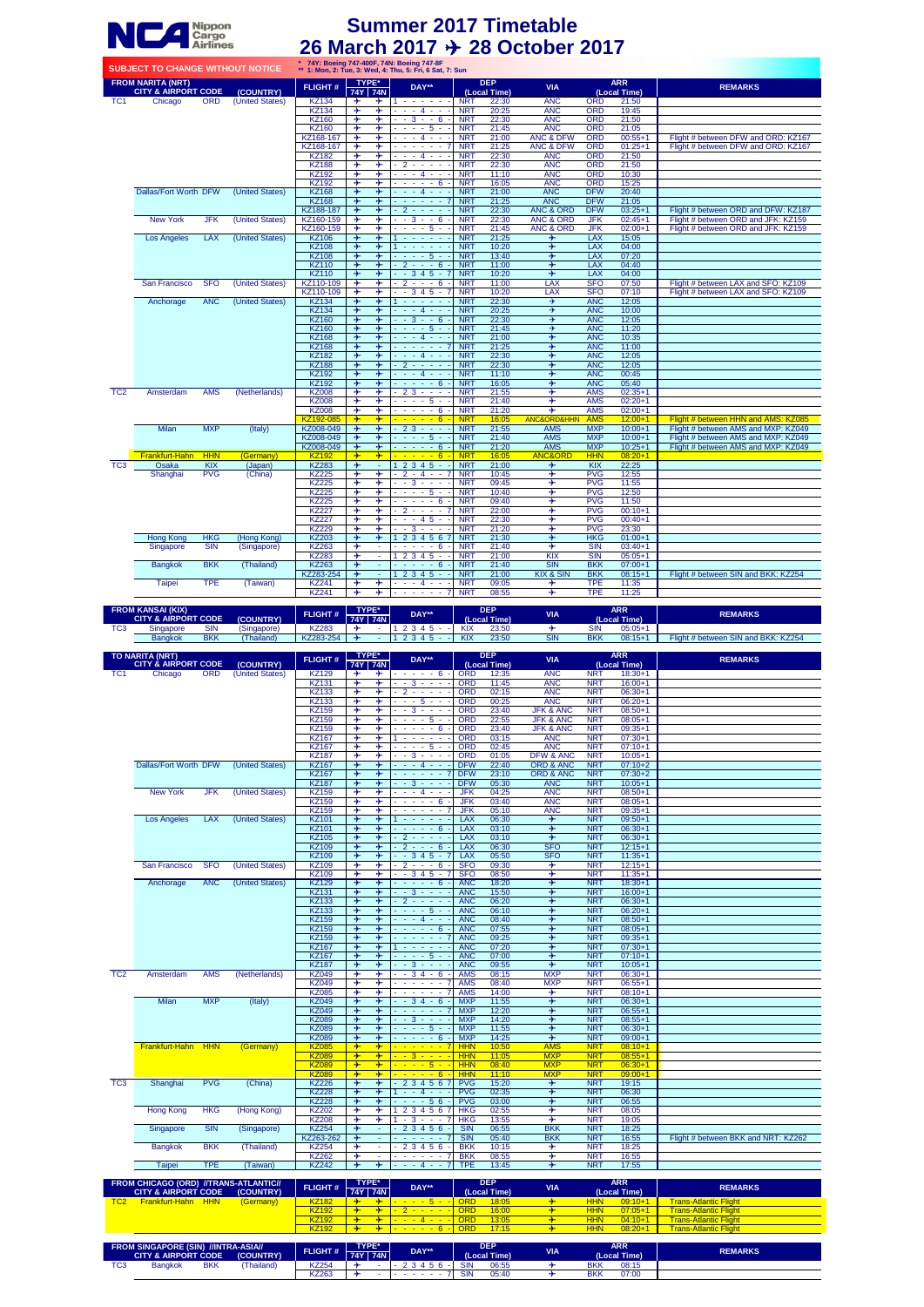# Nippon Cargo Airlines

## Summer 2017 Timetable

## 26 March 2017 ✈ 28 October 2017

**SUBJECT TO CHANGE WITHOUT NOTICE**

\* 74Y: Boeing 747-400F, 74N: Boeing 747-8F
\*\* 1: Mon, 2: Tue, 3: Wed, 4: Thu, 5: Fri, 6 Sat, 7: Sun

### FROM NARITA (NRT)

| | CITY & AIRPORT CODE | | (COUNTRY) | FLIGHT # | 74Y | 74N | DAY** | DEP | (Local Time) | VIA | ARR | (Local Time) | REMARKS |
|---|---|---|---|---|---|---|---|---|---|---|---|---|---|
| TC1 | Chicago | ORD | (United States) | KZ134 | ✈ | ✈ | 1 - - - - - - | NRT | 22:30 | ANC | ORD | 21:50 | |
| | | | | KZ134 | ✈ | ✈ | - - - 4 - - - | NRT | 20:25 | ANC | ORD | 19:45 | |
| | | | | KZ160 | ✈ | ✈ | - - 3 - - 6 - | NRT | 22:30 | ANC | ORD | 21:50 | |
| | | | | KZ160 | ✈ | ✈ | - - - - 5 - - | NRT | 21:45 | ANC | ORD | 21:05 | |
| | | | | KZ168-167 | ✈ | ✈ | - - - 4 - - - | NRT | 21:00 | ANC & DFW | ORD | 00:55+1 | Flight # between DFW and ORD: KZ167 |
| | | | | KZ168-167 | ✈ | ✈ | - - - - - - 7 | NRT | 21:25 | ANC & DFW | ORD | 01:25+1 | Flight # between DFW and ORD: KZ167 |
| | | | | KZ182 | ✈ | ✈ | - - - 4 - - - | NRT | 22:30 | ANC | ORD | 21:50 | |
| | | | | KZ188 | ✈ | ✈ | - 2 - - - - - | NRT | 22:30 | ANC | ORD | 21:50 | |
| | | | | KZ192 | ✈ | ✈ | - - - 4 - - - | NRT | 11:10 | ANC | ORD | 10:30 | |
| | | | | KZ192 | ✈ | ✈ | - - - - - 6 - | NRT | 16:05 | ANC | ORD | 15:25 | |
| | Dallas/Fort Worth | DFW | (United States) | KZ168 | ✈ | ✈ | - - - 4 - - - | NRT | 21:00 | ANC | DFW | 20:40 | |
| | | | | KZ168 | ✈ | ✈ | - - - - - - 7 | NRT | 21:25 | ANC | DFW | 21:05 | |
| | | | | KZ188-187 | ✈ | ✈ | - 2 - - - - - | NRT | 22:30 | ANC & ORD | DFW | 03:25+1 | Flight # between ORD and DFW: KZ187 |
| | New York | JFK | (United States) | KZ160-159 | ✈ | ✈ | - - 3 - - 6 - | NRT | 22:30 | ANC & ORD | JFK | 02:45+1 | Flight # between ORD and JFK: KZ159 |
| | | | | KZ160-159 | ✈ | ✈ | - - - - 5 - - | NRT | 21:45 | ANC & ORD | JFK | 02:00+1 | Flight # between ORD and JFK: KZ159 |
| | Los Angeles | LAX | (United States) | KZ106 | ✈ | ✈ | 1 - - - - - - | NRT | 21:25 | ✈ | LAX | 15:05 | |
| | | | | KZ108 | ✈ | ✈ | 1 - - - - - - | NRT | 10:20 | ✈ | LAX | 04:00 | |
| | | | | KZ108 | ✈ | ✈ | - - - - 5 - - | NRT | 13:40 | ✈ | LAX | 07:20 | |
| | | | | KZ110 | ✈ | ✈ | - 2 - - - 6 - | NRT | 11:00 | ✈ | LAX | 04:40 | |
| | | | | KZ110 | ✈ | ✈ | - - 3 4 5 - 7 | NRT | 10:20 | ✈ | LAX | 04:00 | |
| | San Francisco | SFO | (United States) | KZ110-109 | ✈ | ✈ | - 2 - - - 6 - | NRT | 11:00 | LAX | SFO | 07:50 | Flight # between LAX and SFO: KZ109 |
| | | | | KZ110-109 | ✈ | ✈ | - - 3 4 5 - 7 | NRT | 10:20 | LAX | SFO | 07:10 | Flight # between LAX and SFO: KZ109 |
| | Anchorage | ANC | (United States) | KZ134 | ✈ | ✈ | 1 - - - - - - | NRT | 22:30 | ✈ | ANC | 12:05 | |
| | | | | KZ134 | ✈ | ✈ | - - - 4 - - - | NRT | 20:25 | ✈ | ANC | 10:00 | |
| | | | | KZ160 | ✈ | ✈ | - - 3 - - 6 - | NRT | 22:30 | ✈ | ANC | 12:05 | |
| | | | | KZ160 | ✈ | ✈ | - - - - 5 - - | NRT | 21:45 | ✈ | ANC | 11:20 | |
| | | | | KZ168 | ✈ | ✈ | - - - 4 - - - | NRT | 21:00 | ✈ | ANC | 10:35 | |
| | | | | KZ168 | ✈ | ✈ | - - - - - - 7 | NRT | 21:25 | ✈ | ANC | 11:00 | |
| | | | | KZ182 | ✈ | ✈ | - - - 4 - - - | NRT | 22:30 | ✈ | ANC | 12:05 | |
| | | | | KZ188 | ✈ | ✈ | - 2 - - - - - | NRT | 22:30 | ✈ | ANC | 12:05 | |
| | | | | KZ192 | ✈ | ✈ | - - - 4 - - - | NRT | 11:10 | ✈ | ANC | 00:45 | |
| | | | | KZ192 | ✈ | ✈ | - - - - - 6 - | NRT | 16:05 | ✈ | ANC | 05:40 | |
| TC2 | Amsterdam | AMS | (Netherlands) | KZ008 | ✈ | ✈ | - 2 3 - - - - | NRT | 21:55 | ✈ | AMS | 02:35+1 | |
| | | | | KZ008 | ✈ | ✈ | - - - - 5 - - | NRT | 21:40 | ✈ | AMS | 02:20+1 | |
| | | | | KZ008 | ✈ | ✈ | - - - - - 6 - | NRT | 21:20 | ✈ | AMS | 02:00+1 | |
| | | | | KZ192-085 | ✈ | ✈ | - - - - - 6 - | NRT | 16:05 | ANC&ORD&HHN | AMS | 12:00+1 | Flight # between HHN and AMS: KZ085 |
| | Milan | MXP | (Italy) | KZ008-049 | ✈ | ✈ | - 2 3 - - - - | NRT | 21:55 | AMS | MXP | 10:00+1 | Flight # between AMS and MXP: KZ049 |
| | | | | KZ008-049 | ✈ | ✈ | - - - - 5 - - | NRT | 21:40 | AMS | MXP | 10:00+1 | Flight # between AMS and MXP: KZ049 |
| | | | | KZ008-049 | ✈ | ✈ | - - - - - 6 - | NRT | 21:20 | AMS | MXP | 10:25+1 | Flight # between AMS and MXP: KZ049 |
| | Frankfurt-Hahn | HHN | (Germany) | KZ192 | ✈ | ✈ | - - - - - 6 - | NRT | 16:05 | ANC&ORD | HHN | 08:20+1 | |
| TC3 | Osaka | KIX | (Japan) | KZ283 | ✈ | - | 1 2 3 4 5 - - | NRT | 21:00 | ✈ | KIX | 22:25 | |
| | Shanghai | PVG | (China) | KZ225 | ✈ | ✈ | - 2 - 4 - - 7 | NRT | 10:45 | ✈ | PVG | 12:55 | |
| | | | | KZ225 | ✈ | ✈ | - - 3 - - - - | NRT | 09:45 | ✈ | PVG | 11:55 | |
| | | | | KZ225 | ✈ | ✈ | - - - - 5 - - | NRT | 10:40 | ✈ | PVG | 12:50 | |
| | | | | KZ225 | ✈ | ✈ | - - - - - 6 - | NRT | 09:40 | ✈ | PVG | 11:50 | |
| | | | | KZ227 | ✈ | ✈ | - 2 - - - - - | NRT | 22:00 | ✈ | PVG | 00:10+1 | |
| | | | | KZ227 | ✈ | ✈ | - - - 4 5 - - | NRT | 22:30 | ✈ | PVG | 00:40+1 | |
| | | | | KZ229 | ✈ | ✈ | - - 3 - - - - | NRT | 21:20 | ✈ | PVG | 23:30 | |
| | Hong Kong | HKG | (Hong Kong) | KZ203 | ✈ | ✈ | 1 2 3 4 5 6 7 | NRT | 21:30 | ✈ | HKG | 01:00+1 | |
| | Singapore | SIN | (Singapore) | KZ263 | ✈ | - | - - - - - 6 - | NRT | 21:40 | ✈ | SIN | 03:40+1 | |
| | | | | KZ283 | ✈ | - | 1 2 3 4 5 - - | NRT | 21:00 | KIX | SIN | 05:05+1 | |
| | Bangkok | BKK | (Thailand) | KZ263 | ✈ | - | - - - - - 6 - | NRT | 21:40 | SIN | BKK | 07:00+1 | |
| | | | | KZ283-254 | ✈ | - | 1 2 3 4 5 - - | NRT | 21:00 | KIX & SIN | BKK | 08:15+1 | Flight # between SIN and BKK: KZ254 |
| | Taipei | TPE | (Taiwan) | KZ241 | ✈ | ✈ | - - - 4 - - - | NRT | 09:05 | ✈ | TPE | 11:35 | |
| | | | | KZ241 | ✈ | ✈ | - - - - - - 7 | NRT | 08:55 | ✈ | TPE | 11:25 | |

### FROM KANSAI (KIX)

| | CITY & AIRPORT CODE | | (COUNTRY) | FLIGHT # | 74Y | 74N | DAY** | DEP | (Local Time) | VIA | ARR | (Local Time) | REMARKS |
|---|---|---|---|---|---|---|---|---|---|---|---|---|---|
| TC3 | Singapore | SIN | (Singapore) | KZ283 | ✈ | - | 1 2 3 4 5 - - | KIX | 23:50 | ✈ | SIN | 05:05+1 | |
| | Bangkok | BKK | (Thailand) | KZ283-254 | ✈ | - | 1 2 3 4 5 - - | KIX | 23:50 | SIN | BKK | 08:15+1 | Flight # between SIN and BKK: KZ254 |

### TO NARITA (NRT)

| | CITY & AIRPORT CODE | | (COUNTRY) | FLIGHT # | 74Y | 74N | DAY** | DEP | (Local Time) | VIA | ARR | (Local Time) | REMARKS |
|---|---|---|---|---|---|---|---|---|---|---|---|---|---|
| TC1 | Chicago | ORD | (United States) | KZ129 | ✈ | ✈ | - - - - - 6 - | ORD | 12:35 | ANC | NRT | 18:30+1 | |
| | | | | KZ131 | ✈ | ✈ | - - 3 - - - - | ORD | 11:45 | ANC | NRT | 16:00+1 | |
| | | | | KZ133 | ✈ | ✈ | - 2 - - - - - | ORD | 02:15 | ANC | NRT | 06:30+1 | |
| | | | | KZ133 | ✈ | ✈ | - - - - 5 - - | ORD | 00:25 | ANC | NRT | 06:20+1 | |
| | | | | KZ159 | ✈ | ✈ | - - 3 - - - - | ORD | 23:40 | JFK & ANC | NRT | 08:50+1 | |
| | | | | KZ159 | ✈ | ✈ | - - - - 5 - - | ORD | 22:55 | JFK & ANC | NRT | 08:05+1 | |
| | | | | KZ159 | ✈ | ✈ | - - - - - 6 - | ORD | 23:40 | JFK & ANC | NRT | 09:35+1 | |
| | | | | KZ167 | ✈ | ✈ | 1 - - - - - - | ORD | 03:15 | ANC | NRT | 07:30+1 | |
| | | | | KZ167 | ✈ | ✈ | - - - - 5 - - | ORD | 02:45 | ANC | NRT | 07:10+1 | |
| | | | | KZ187 | ✈ | ✈ | - - 3 - - - - | ORD | 01:05 | DFW & ANC | NRT | 10:05+1 | |
| | Dallas/Fort Worth | DFW | (United States) | KZ167 | ✈ | ✈ | - - - 4 - - - | DFW | 22:40 | ORD & ANC | NRT | 07:10+2 | |
| | | | | KZ167 | ✈ | ✈ | - - - - - - 7 | DFW | 23:10 | ORD & ANC | NRT | 07:30+2 | |
| | | | | KZ187 | ✈ | ✈ | - - 3 - - - - | DFW | 05:30 | ANC | NRT | 10:05+1 | |
| | New York | JFK | (United States) | KZ159 | ✈ | ✈ | - - - 4 - - - | JFK | 04:25 | ANC | NRT | 08:50+1 | |
| | | | | KZ159 | ✈ | ✈ | - - - - - 6 - | JFK | 03:40 | ANC | NRT | 08:05+1 | |
| | | | | KZ159 | ✈ | ✈ | - - - - - - 7 | JFK | 05:10 | ANC | NRT | 09:35+1 | |
| | Los Angeles | LAX | (United States) | KZ101 | ✈ | ✈ | 1 - - - - - - | LAX | 06:30 | ✈ | NRT | 09:50+1 | |
| | | | | KZ101 | ✈ | ✈ | - - - - - 6 - | LAX | 03:10 | ✈ | NRT | 06:30+1 | |
| | | | | KZ105 | ✈ | ✈ | - 2 - - - - - | LAX | 03:10 | ✈ | NRT | 06:30+1 | |
| | | | | KZ109 | ✈ | ✈ | - 2 - - - 6 - | LAX | 06:30 | SFO | NRT | 12:15+1 | |
| | | | | KZ109 | ✈ | ✈ | - - 3 4 5 - 7 | LAX | 05:50 | SFO | NRT | 11:35+1 | |
| | San Francisco | SFO | (United States) | KZ109 | ✈ | ✈ | - 2 - - - 6 - | SFO | 09:30 | ✈ | NRT | 12:15+1 | |
| | | | | KZ109 | ✈ | ✈ | - - 3 4 5 - 7 | SFO | 08:50 | ✈ | NRT | 11:35+1 | |
| | Anchorage | ANC | (United States) | KZ129 | ✈ | ✈ | - - - - - 6 - | ANC | 18:20 | ✈ | NRT | 18:30+1 | |
| | | | | KZ131 | ✈ | ✈ | - - 3 - - - - | ANC | 15:50 | ✈ | NRT | 16:00+1 | |
| | | | | KZ133 | ✈ | ✈ | - 2 - - - - - | ANC | 06:20 | ✈ | NRT | 06:30+1 | |
| | | | | KZ133 | ✈ | ✈ | - - - - 5 - - | ANC | 06:10 | ✈ | NRT | 06:20+1 | |
| | | | | KZ159 | ✈ | ✈ | - - - 4 - - - | ANC | 08:40 | ✈ | NRT | 08:50+1 | |
| | | | | KZ159 | ✈ | ✈ | - - - - - 6 - | ANC | 07:55 | ✈ | NRT | 08:05+1 | |
| | | | | KZ159 | ✈ | ✈ | - - - - - - 7 | ANC | 09:25 | ✈ | NRT | 09:35+1 | |
| | | | | KZ167 | ✈ | ✈ | 1 - - - - - - | ANC | 07:20 | ✈ | NRT | 07:30+1 | |
| | | | | KZ167 | ✈ | ✈ | - - - - 5 - - | ANC | 07:00 | ✈ | NRT | 07:10+1 | |
| | | | | KZ187 | ✈ | ✈ | - - 3 - - - - | ANC | 09:55 | ✈ | NRT | 10:05+1 | |
| TC2 | Amsterdam | AMS | (Netherlands) | KZ049 | ✈ | ✈ | - - 3 4 - 6 - | AMS | 08:15 | MXP | NRT | 06:30+1 | |
| | | | | KZ049 | ✈ | ✈ | - - - - - - 7 | AMS | 08:40 | MXP | NRT | 06:55+1 | |
| | | | | KZ085 | ✈ | ✈ | - - - - - - 7 | AMS | 14:00 | ✈ | NRT | 08:10+1 | |
| | Milan | MXP | (Italy) | KZ049 | ✈ | ✈ | - - 3 4 - 6 - | MXP | 11:55 | ✈ | NRT | 06:30+1 | |
| | | | | KZ049 | ✈ | ✈ | - - - - - - 7 | MXP | 12:20 | ✈ | NRT | 06:55+1 | |
| | | | | KZ089 | ✈ | ✈ | - - 3 - - - - | MXP | 14:20 | ✈ | NRT | 08:55+1 | |
| | | | | KZ089 | ✈ | ✈ | - - - - 5 - - | MXP | 11:55 | ✈ | NRT | 06:30+1 | |
| | | | | KZ089 | ✈ | ✈ | - - - - - 6 - | MXP | 14:25 | ✈ | NRT | 09:00+1 | |
| | Frankfurt-Hahn | HHN | (Germany) | KZ085 | ✈ | ✈ | - - - - - - 7 | HHN | 10:50 | AMS | NRT | 08:10+1 | |
| | | | | KZ089 | ✈ | ✈ | - - 3 - - - - | HHN | 11:05 | MXP | NRT | 08:55+1 | |
| | | | | KZ089 | ✈ | ✈ | - - - - 5 - - | HHN | 08:40 | MXP | NRT | 06:30+1 | |
| | | | | KZ089 | ✈ | ✈ | - - - - - 6 - | HHN | 11:10 | MXP | NRT | 09:00+1 | |
| TC3 | Shanghai | PVG | (China) | KZ226 | ✈ | ✈ | - 2 3 4 5 6 7 | PVG | 15:20 | ✈ | NRT | 19:15 | |
| | | | | KZ228 | ✈ | ✈ | 1 - - 4 - - - | PVG | 02:35 | ✈ | NRT | 06:30 | |
| | | | | KZ228 | ✈ | ✈ | - - - - 5 6 - | PVG | 03:00 | ✈ | NRT | 06:55 | |
| | Hong Kong | HKG | (Hong Kong) | KZ202 | ✈ | ✈ | 1 2 3 4 5 6 7 | HKG | 02:55 | ✈ | NRT | 08:05 | |
| | | | | KZ208 | ✈ | ✈ | 1 - 3 - - - 7 | HKG | 13:55 | ✈ | NRT | 19:05 | |
| | Singapore | SIN | (Singapore) | KZ254 | ✈ | - | - 2 3 4 5 6 - | SIN | 06:55 | BKK | NRT | 18:25 | |
| | | | | KZ263-262 | ✈ | - | - - - - - - 7 | SIN | 05:40 | BKK | NRT | 16:55 | Flight # between BKK and NRT: KZ262 |
| | Bangkok | BKK | (Thailand) | KZ254 | ✈ | - | - 2 3 4 5 6 - | BKK | 10:15 | ✈ | NRT | 18:25 | |
| | | | | KZ262 | ✈ | - | - - - - - - 7 | BKK | 08:55 | ✈ | NRT | 16:55 | |
| | Taipei | TPE | (Taiwan) | KZ242 | ✈ | ✈ | - - - 4 - - 7 | TPE | 13:45 | ✈ | NRT | 17:55 | |

### FROM CHICAGO (ORD) //TRANS-ATLANTIC//

| | CITY & AIRPORT CODE | | (COUNTRY) | FLIGHT # | 74Y | 74N | DAY** | DEP | (Local Time) | VIA | ARR | (Local Time) | REMARKS |
|---|---|---|---|---|---|---|---|---|---|---|---|---|---|
| TC2 | Frankfurt-Hahn | HHN | (Germany) | KZ182 | ✈ | ✈ | - - - - 5 - - | ORD | 18:05 | ✈ | HHN | 09:10+1 | Trans-Atlantic Flight |
| | | | | KZ192 | ✈ | ✈ | - 2 - - - - - | ORD | 16:00 | ✈ | HHN | 07:05+1 | Trans-Atlantic Flight |
| | | | | KZ192 | ✈ | ✈ | - - - 4 - - - | ORD | 13:05 | ✈ | HHN | 04:10+1 | Trans-Atlantic Flight |
| | | | | KZ192 | ✈ | ✈ | - - - - - 6 - | ORD | 17:15 | ✈ | HHN | 08:20+1 | Trans-Atlantic Flight |

### FROM SINGAPORE (SIN) //INTRA-ASIA//

| | CITY & AIRPORT CODE | | (COUNTRY) | FLIGHT # | 74Y | 74N | DAY** | DEP | (Local Time) | VIA | ARR | (Local Time) | REMARKS |
|---|---|---|---|---|---|---|---|---|---|---|---|---|---|
| TC3 | Bangkok | BKK | (Thailand) | KZ254 | ✈ | - | - 2 3 4 5 6 - | SIN | 06:55 | ✈ | BKK | 08:15 | |
| | | | | KZ263 | ✈ | - | - - - - - - 7 | SIN | 05:40 | ✈ | BKK | 07:00 | |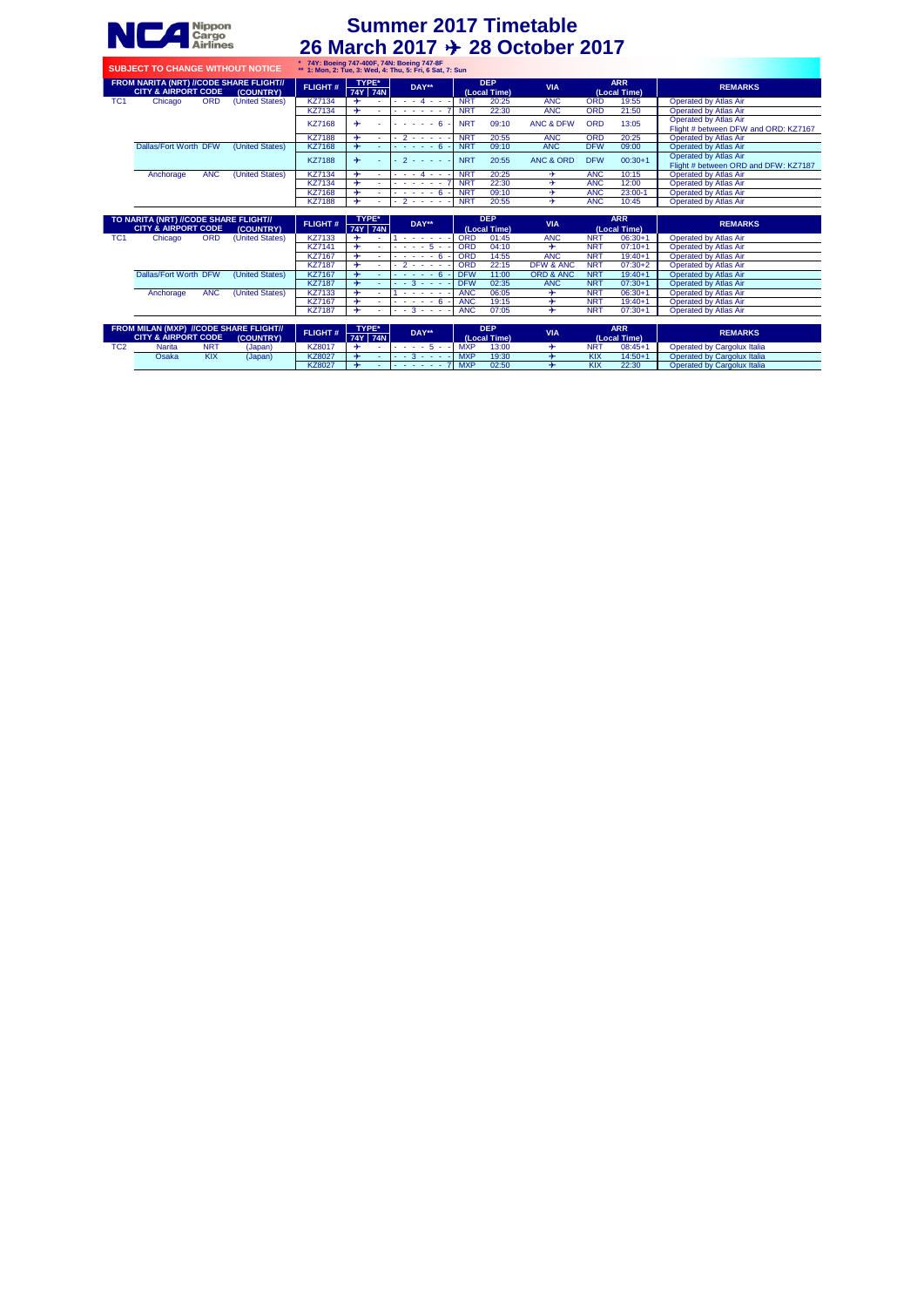# Summer 2017 Timetable

## 26 March 2017 ✈ 28 October 2017

**SUBJECT TO CHANGE WITHOUT NOTICE**

\* 74Y: Boeing 747-400F, 74N: Boeing 747-8F
\*\* 1: Mon, 2: Tue, 3: Wed, 4: Thu, 5: Fri, 6 Sat, 7: Sun

| | FROM NARITA (NRT) //CODE SHARE FLIGHT// CITY & AIRPORT CODE | | (COUNTRY) | FLIGHT # | TYPE* 74Y | TYPE* 74N | DAY** | DEP (Local Time) | | VIA | ARR (Local Time) | | REMARKS |
|---|---|---|---|---|---|---|---|---|---|---|---|---|---|
| TC1 | Chicago | ORD | (United States) | KZ7134 | ✈ | - | - - - 4 - - - | NRT | 20:25 | ANC | ORD | 19:55 | Operated by Atlas Air |
| | | | | KZ7134 | ✈ | - | - - - - - - 7 | NRT | 22:30 | ANC | ORD | 21:50 | Operated by Atlas Air |
| | | | | KZ7168 | ✈ | - | - - - - - 6 - | NRT | 09:10 | ANC & DFW | ORD | 13:05 | Operated by Atlas Air Flight # between DFW and ORD: KZ7167 |
| | | | | KZ7188 | ✈ | - | - 2 - - - - - | NRT | 20:55 | ANC | ORD | 20:25 | Operated by Atlas Air |
| | Dallas/Fort Worth | DFW | (United States) | KZ7168 | ✈ | - | - - - - - 6 - | NRT | 09:10 | ANC | DFW | 09:00 | Operated by Atlas Air |
| | | | | KZ7188 | ✈ | - | - 2 - - - - - | NRT | 20:55 | ANC & ORD | DFW | 00:30+1 | Operated by Atlas Air Flight # between ORD and DFW: KZ7187 |
| | Anchorage | ANC | (United States) | KZ7134 | ✈ | - | - - - 4 - - - | NRT | 20:25 | ✈ | ANC | 10:15 | Operated by Atlas Air |
| | | | | KZ7134 | ✈ | - | - - - - - - 7 | NRT | 22:30 | ✈ | ANC | 12:00 | Operated by Atlas Air |
| | | | | KZ7168 | ✈ | - | - - - - - 6 - | NRT | 09:10 | ✈ | ANC | 23:00-1 | Operated by Atlas Air |
| | | | | KZ7188 | ✈ | - | - 2 - - - - - | NRT | 20:55 | ✈ | ANC | 10:45 | Operated by Atlas Air |

| | TO NARITA (NRT) //CODE SHARE FLIGHT// CITY & AIRPORT CODE | | (COUNTRY) | FLIGHT # | TYPE* 74Y | TYPE* 74N | DAY** | DEP (Local Time) | | VIA | ARR (Local Time) | | REMARKS |
|---|---|---|---|---|---|---|---|---|---|---|---|---|---|
| TC1 | Chicago | ORD | (United States) | KZ7133 | ✈ | - | 1 - - - - - - | ORD | 01:45 | ANC | NRT | 06:30+1 | Operated by Atlas Air |
| | | | | KZ7141 | ✈ | - | - - - - 5 - - | ORD | 04:10 | ✈ | NRT | 07:10+1 | Operated by Atlas Air |
| | | | | KZ7167 | ✈ | - | - - - - - 6 - | ORD | 14:55 | ANC | NRT | 19:40+1 | Operated by Atlas Air |
| | | | | KZ7187 | ✈ | - | - 2 - - - - - | ORD | 22:15 | DFW & ANC | NRT | 07:30+2 | Operated by Atlas Air |
| | Dallas/Fort Worth | DFW | (United States) | KZ7167 | ✈ | - | - - - - - 6 - | DFW | 11:00 | ORD & ANC | NRT | 19:40+1 | Operated by Atlas Air |
| | | | | KZ7187 | ✈ | - | - - 3 - - - - | DFW | 02:35 | ANC | NRT | 07:30+1 | Operated by Atlas Air |
| | Anchorage | ANC | (United States) | KZ7133 | ✈ | - | 1 - - - - - - | ANC | 06:05 | ✈ | NRT | 06:30+1 | Operated by Atlas Air |
| | | | | KZ7167 | ✈ | - | - - - - - 6 - | ANC | 19:15 | ✈ | NRT | 19:40+1 | Operated by Atlas Air |
| | | | | KZ7187 | ✈ | - | - - 3 - - - - | ANC | 07:05 | ✈ | NRT | 07:30+1 | Operated by Atlas Air |

| | FROM MILAN (MXP) //CODE SHARE FLIGHT// CITY & AIRPORT CODE | | (COUNTRY) | FLIGHT # | TYPE* 74Y | TYPE* 74N | DAY** | DEP (Local Time) | | VIA | ARR (Local Time) | | REMARKS |
|---|---|---|---|---|---|---|---|---|---|---|---|---|---|
| TC2 | Narita | NRT | (Japan) | KZ8017 | ✈ | - | - - - - 5 - - | MXP | 13:00 | ✈ | NRT | 08:45+1 | Operated by Cargolux Italia |
| | Osaka | KIX | (Japan) | KZ8027 | ✈ | - | - - 3 - - - - | MXP | 19:30 | ✈ | KIX | 14:50+1 | Operated by Cargolux Italia |
| | | | | KZ8027 | ✈ | - | - - - - - - 7 | MXP | 02:50 | ✈ | KIX | 22:30 | Operated by Cargolux Italia |